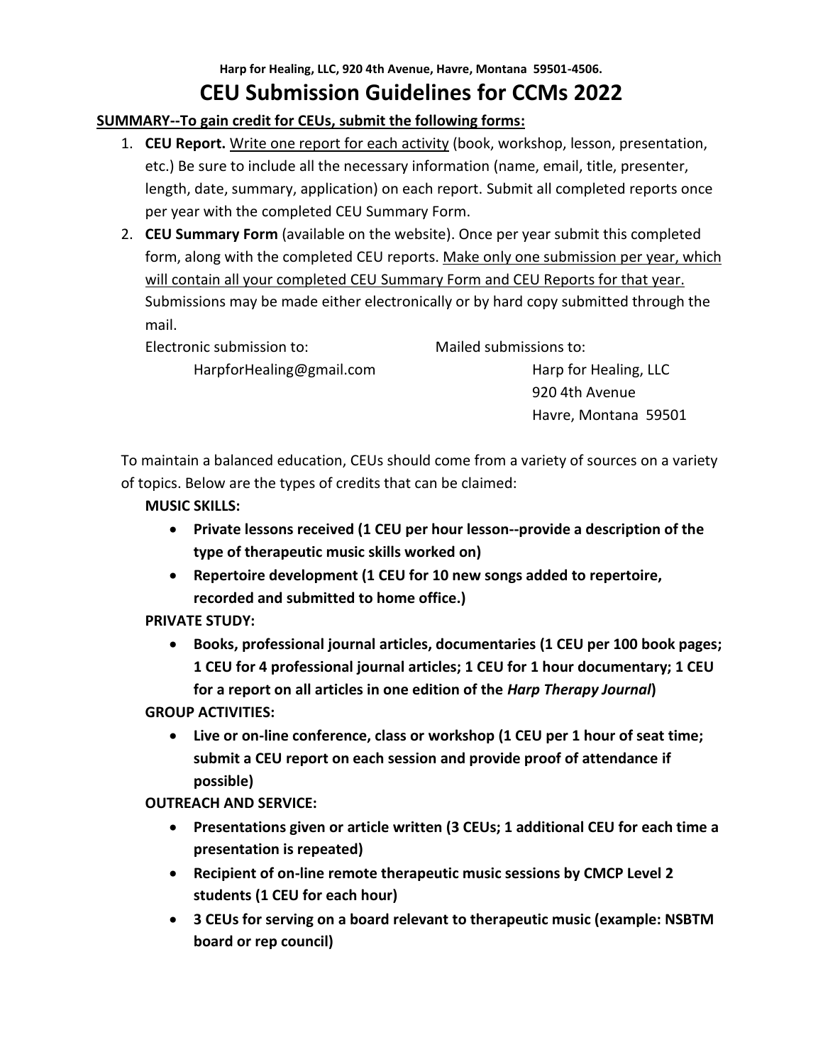**Harp for Healing, LLC, 920 4th Avenue, Havre, Montana 59501-4506.**

# CEU Submission Guidelines for CCMs 2022

**SUMMARY--To gain credit for CEUs, submit the following forms:**

1. **CEU Report.** Write one report for each activity (book, workshop, lesson, presentation, etc.) Be sure to include all the necessary information (name, email, title, presenter, length, date, summary, application) on each report. Submit all completed reports once per year with the completed CEU Summary Form.
2. **CEU Summary Form** (available on the website). Once per year submit this completed form, along with the completed CEU reports. Make only one submission per year, which will contain all your completed CEU Summary Form and CEU Reports for that year. Submissions may be made either electronically or by hard copy submitted through the mail.

   Electronic submission to:
   HarpforHealing@gmail.com

   Mailed submissions to:
   Harp for Healing, LLC
   920 4th Avenue
   Havre, Montana 59501

To maintain a balanced education, CEUs should come from a variety of sources on a variety of topics. Below are the types of credits that can be claimed:

**MUSIC SKILLS:**

- **Private lessons received (1 CEU per hour lesson--provide a description of the type of therapeutic music skills worked on)**
- **Repertoire development (1 CEU for 10 new songs added to repertoire, recorded and submitted to home office.)**

**PRIVATE STUDY:**

- **Books, professional journal articles, documentaries (1 CEU per 100 book pages; 1 CEU for 4 professional journal articles; 1 CEU for 1 hour documentary; 1 CEU for a report on all articles in one edition of the *Harp Therapy Journal*)**

**GROUP ACTIVITIES:**

- **Live or on-line conference, class or workshop (1 CEU per 1 hour of seat time; submit a CEU report on each session and provide proof of attendance if possible)**

**OUTREACH AND SERVICE:**

- **Presentations given or article written (3 CEUs; 1 additional CEU for each time a presentation is repeated)**
- **Recipient of on-line remote therapeutic music sessions by CMCP Level 2 students (1 CEU for each hour)**
- **3 CEUs for serving on a board relevant to therapeutic music (example: NSBTM board or rep council)**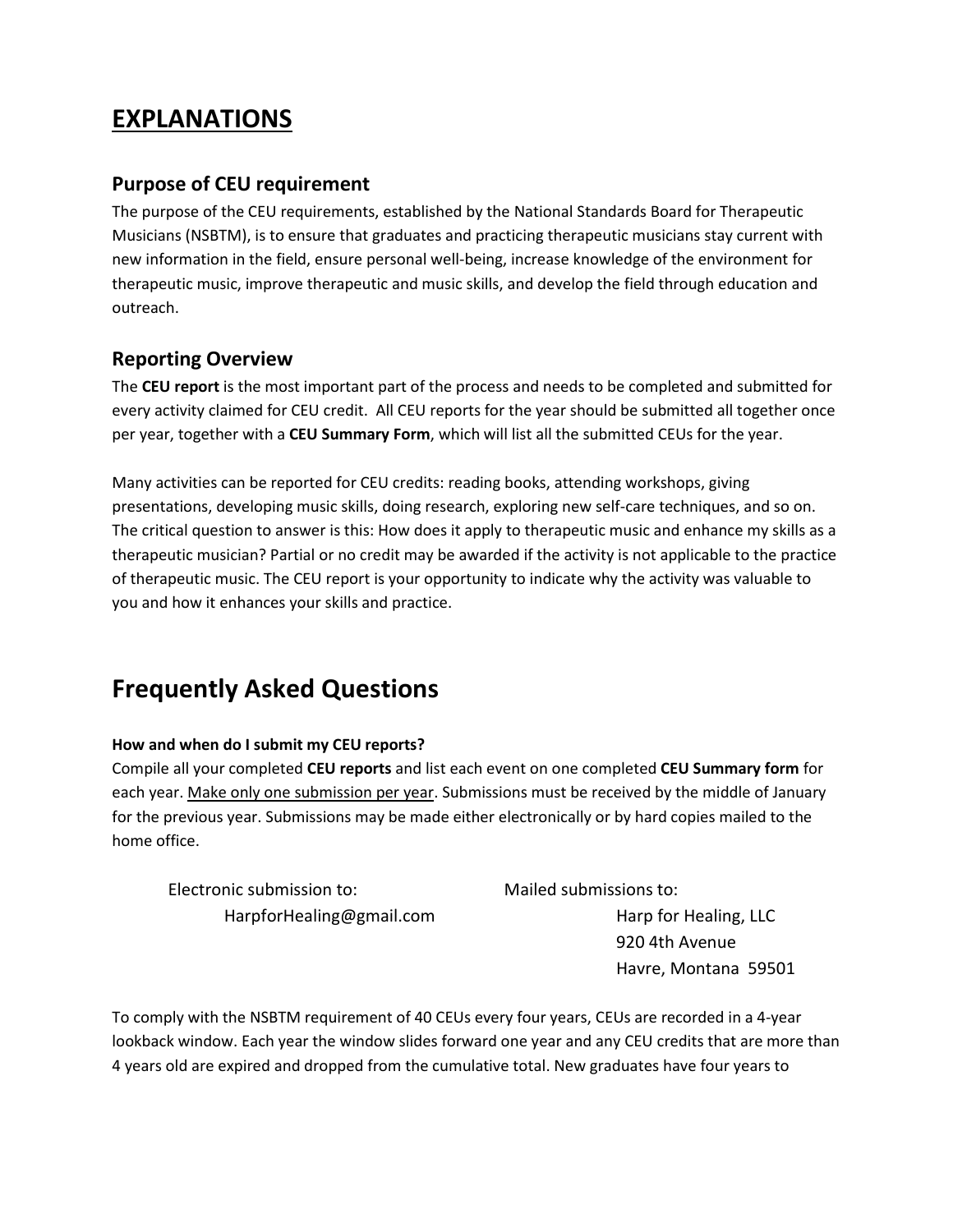# EXPLANATIONS

## Purpose of CEU requirement

The purpose of the CEU requirements, established by the National Standards Board for Therapeutic Musicians (NSBTM), is to ensure that graduates and practicing therapeutic musicians stay current with new information in the field, ensure personal well-being, increase knowledge of the environment for therapeutic music, improve therapeutic and music skills, and develop the field through education and outreach.

## Reporting Overview

The **CEU report** is the most important part of the process and needs to be completed and submitted for every activity claimed for CEU credit. All CEU reports for the year should be submitted all together once per year, together with a **CEU Summary Form**, which will list all the submitted CEUs for the year.

Many activities can be reported for CEU credits: reading books, attending workshops, giving presentations, developing music skills, doing research, exploring new self-care techniques, and so on. The critical question to answer is this: How does it apply to therapeutic music and enhance my skills as a therapeutic musician? Partial or no credit may be awarded if the activity is not applicable to the practice of therapeutic music. The CEU report is your opportunity to indicate why the activity was valuable to you and how it enhances your skills and practice.

# Frequently Asked Questions

**How and when do I submit my CEU reports?**

Compile all your completed **CEU reports** and list each event on one completed **CEU Summary form** for each year. <u>Make only one submission per year</u>. Submissions must be received by the middle of January for the previous year. Submissions may be made either electronically or by hard copies mailed to the home office.

Electronic submission to:
HarpforHealing@gmail.com

Mailed submissions to:
Harp for Healing, LLC
920 4th Avenue
Havre, Montana 59501

To comply with the NSBTM requirement of 40 CEUs every four years, CEUs are recorded in a 4-year lookback window. Each year the window slides forward one year and any CEU credits that are more than 4 years old are expired and dropped from the cumulative total. New graduates have four years to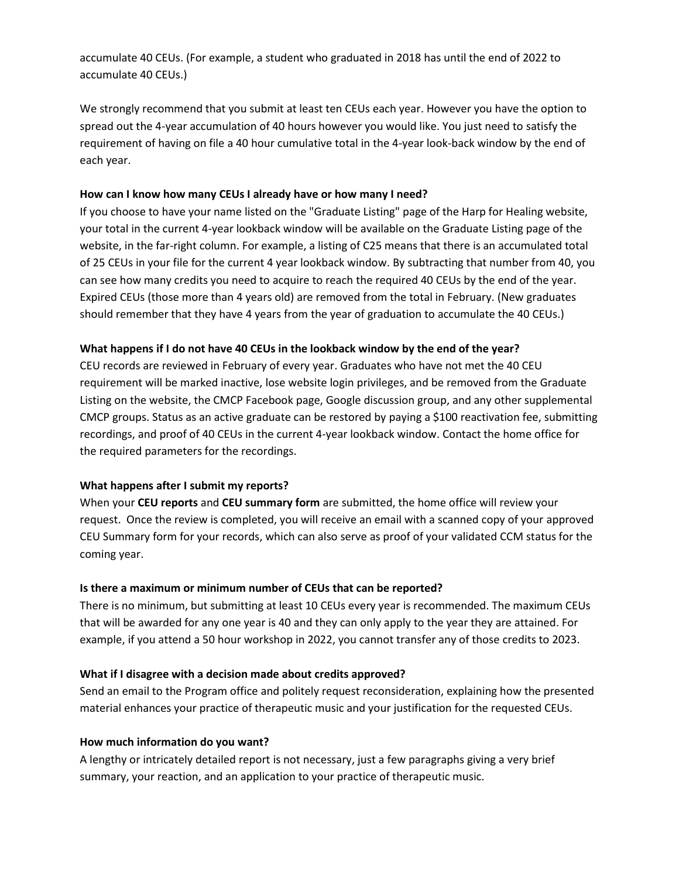accumulate 40 CEUs. (For example, a student who graduated in 2018 has until the end of 2022 to accumulate 40 CEUs.)

We strongly recommend that you submit at least ten CEUs each year. However you have the option to spread out the 4-year accumulation of 40 hours however you would like. You just need to satisfy the requirement of having on file a 40 hour cumulative total in the 4-year look-back window by the end of each year.

**How can I know how many CEUs I already have or how many I need?**

If you choose to have your name listed on the "Graduate Listing" page of the Harp for Healing website, your total in the current 4-year lookback window will be available on the Graduate Listing page of the website, in the far-right column. For example, a listing of C25 means that there is an accumulated total of 25 CEUs in your file for the current 4 year lookback window. By subtracting that number from 40, you can see how many credits you need to acquire to reach the required 40 CEUs by the end of the year. Expired CEUs (those more than 4 years old) are removed from the total in February. (New graduates should remember that they have 4 years from the year of graduation to accumulate the 40 CEUs.)

**What happens if I do not have 40 CEUs in the lookback window by the end of the year?**

CEU records are reviewed in February of every year. Graduates who have not met the 40 CEU requirement will be marked inactive, lose website login privileges, and be removed from the Graduate Listing on the website, the CMCP Facebook page, Google discussion group, and any other supplemental CMCP groups. Status as an active graduate can be restored by paying a $100 reactivation fee, submitting recordings, and proof of 40 CEUs in the current 4-year lookback window. Contact the home office for the required parameters for the recordings.

**What happens after I submit my reports?**

When your **CEU reports** and **CEU summary form** are submitted, the home office will review your request. Once the review is completed, you will receive an email with a scanned copy of your approved CEU Summary form for your records, which can also serve as proof of your validated CCM status for the coming year.

**Is there a maximum or minimum number of CEUs that can be reported?**

There is no minimum, but submitting at least 10 CEUs every year is recommended. The maximum CEUs that will be awarded for any one year is 40 and they can only apply to the year they are attained. For example, if you attend a 50 hour workshop in 2022, you cannot transfer any of those credits to 2023.

**What if I disagree with a decision made about credits approved?**

Send an email to the Program office and politely request reconsideration, explaining how the presented material enhances your practice of therapeutic music and your justification for the requested CEUs.

**How much information do you want?**

A lengthy or intricately detailed report is not necessary, just a few paragraphs giving a very brief summary, your reaction, and an application to your practice of therapeutic music.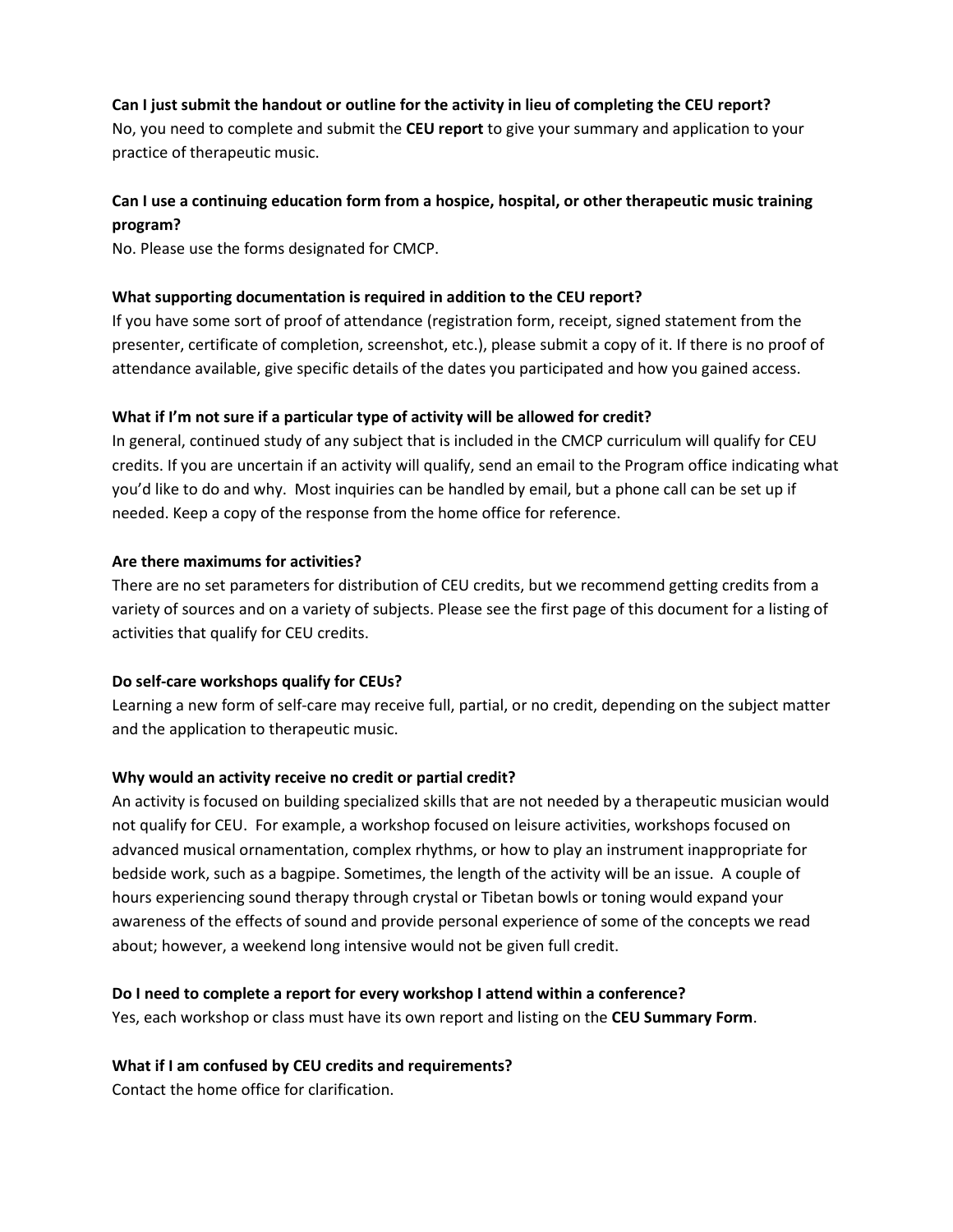**Can I just submit the handout or outline for the activity in lieu of completing the CEU report?**
No, you need to complete and submit the **CEU report** to give your summary and application to your practice of therapeutic music.

**Can I use a continuing education form from a hospice, hospital, or other therapeutic music training program?**
No. Please use the forms designated for CMCP.

**What supporting documentation is required in addition to the CEU report?**
If you have some sort of proof of attendance (registration form, receipt, signed statement from the presenter, certificate of completion, screenshot, etc.), please submit a copy of it. If there is no proof of attendance available, give specific details of the dates you participated and how you gained access.

**What if I'm not sure if a particular type of activity will be allowed for credit?**
In general, continued study of any subject that is included in the CMCP curriculum will qualify for CEU credits. If you are uncertain if an activity will qualify, send an email to the Program office indicating what you'd like to do and why. Most inquiries can be handled by email, but a phone call can be set up if needed. Keep a copy of the response from the home office for reference.

**Are there maximums for activities?**
There are no set parameters for distribution of CEU credits, but we recommend getting credits from a variety of sources and on a variety of subjects. Please see the first page of this document for a listing of activities that qualify for CEU credits.

**Do self-care workshops qualify for CEUs?**
Learning a new form of self-care may receive full, partial, or no credit, depending on the subject matter and the application to therapeutic music.

**Why would an activity receive no credit or partial credit?**
An activity is focused on building specialized skills that are not needed by a therapeutic musician would not qualify for CEU. For example, a workshop focused on leisure activities, workshops focused on advanced musical ornamentation, complex rhythms, or how to play an instrument inappropriate for bedside work, such as a bagpipe. Sometimes, the length of the activity will be an issue. A couple of hours experiencing sound therapy through crystal or Tibetan bowls or toning would expand your awareness of the effects of sound and provide personal experience of some of the concepts we read about; however, a weekend long intensive would not be given full credit.

**Do I need to complete a report for every workshop I attend within a conference?**
Yes, each workshop or class must have its own report and listing on the **CEU Summary Form**.

**What if I am confused by CEU credits and requirements?**
Contact the home office for clarification.